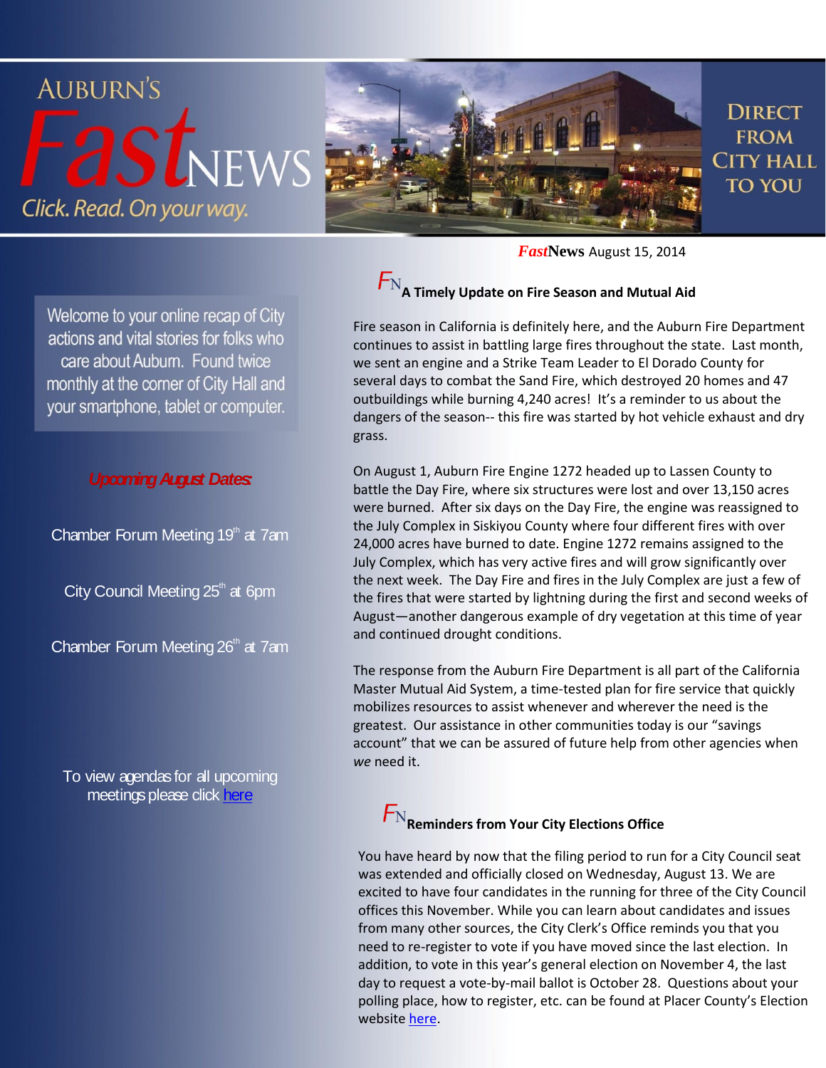# AUBURN'S FastNEWS

Click. Read. On your way.

DIRECT FROM CITY HALL TO YOU

***Fast*News** August 15, 2014

Welcome to your online recap of City actions and vital stories for folks who care about Auburn. Found twice monthly at the corner of City Hall and your smartphone, tablet or computer.

***Upcoming August Dates:***

Chamber Forum Meeting 19th at 7am

City Council Meeting 25th at 6pm

Chamber Forum Meeting 26th at 7am

To view agendas for all upcoming meetings please click [here]()

## FN A Timely Update on Fire Season and Mutual Aid

Fire season in California is definitely here, and the Auburn Fire Department continues to assist in battling large fires throughout the state. Last month, we sent an engine and a Strike Team Leader to El Dorado County for several days to combat the Sand Fire, which destroyed 20 homes and 47 outbuildings while burning 4,240 acres! It's a reminder to us about the dangers of the season-- this fire was started by hot vehicle exhaust and dry grass.

On August 1, Auburn Fire Engine 1272 headed up to Lassen County to battle the Day Fire, where six structures were lost and over 13,150 acres were burned. After six days on the Day Fire, the engine was reassigned to the July Complex in Siskiyou County where four different fires with over 24,000 acres have burned to date. Engine 1272 remains assigned to the July Complex, which has very active fires and will grow significantly over the next week. The Day Fire and fires in the July Complex are just a few of the fires that were started by lightning during the first and second weeks of August—another dangerous example of dry vegetation at this time of year and continued drought conditions.

The response from the Auburn Fire Department is all part of the California Master Mutual Aid System, a time-tested plan for fire service that quickly mobilizes resources to assist whenever and wherever the need is the greatest. Our assistance in other communities today is our "savings account" that we can be assured of future help from other agencies when *we* need it.

## FN Reminders from Your City Elections Office

You have heard by now that the filing period to run for a City Council seat was extended and officially closed on Wednesday, August 13. We are excited to have four candidates in the running for three of the City Council offices this November. While you can learn about candidates and issues from many other sources, the City Clerk's Office reminds you that you need to re-register to vote if you have moved since the last election. In addition, to vote in this year's general election on November 4, the last day to request a vote-by-mail ballot is October 28. Questions about your polling place, how to register, etc. can be found at Placer County's Election website [here]().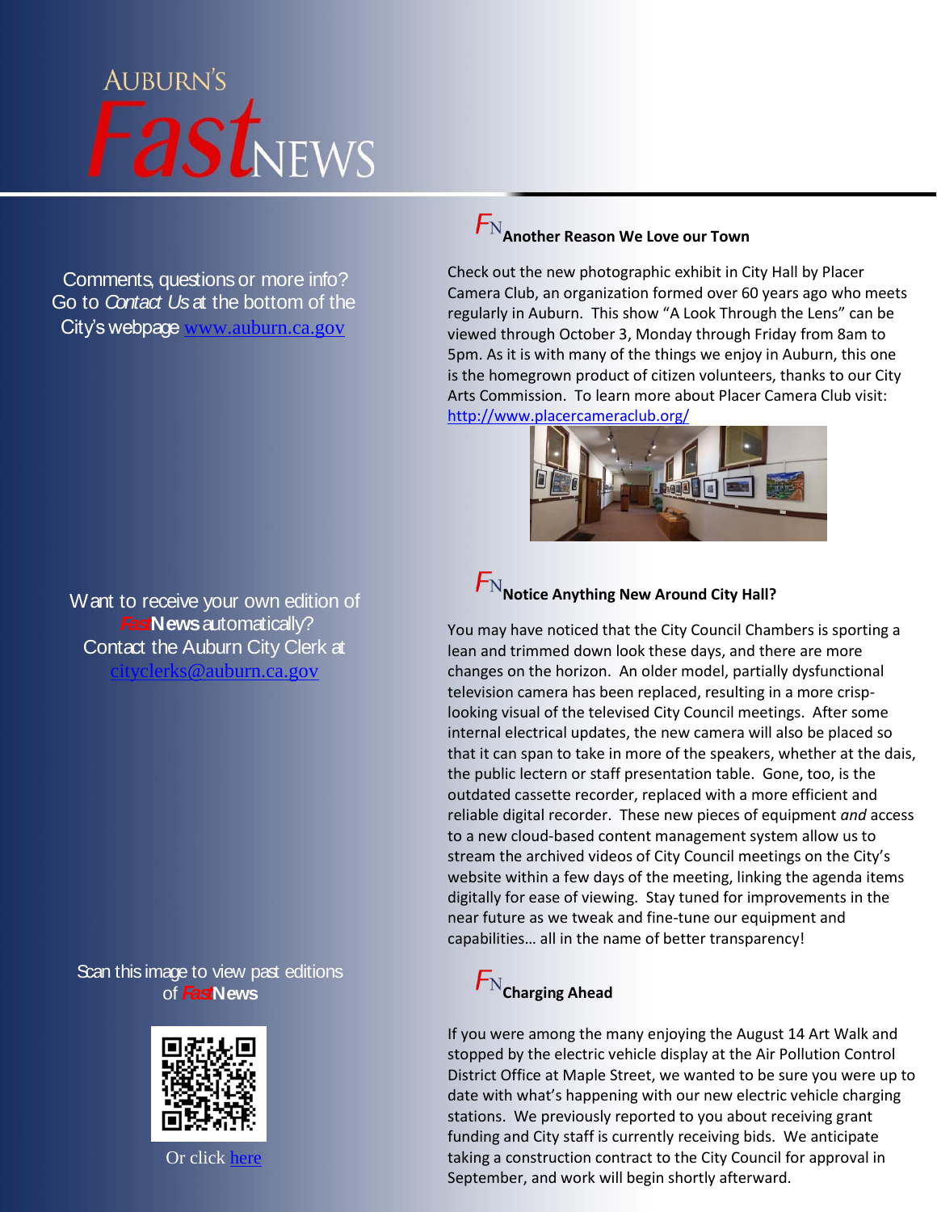# AUBURN'S *Fast*NEWS

Comments, questions or more info? Go to *Contact Us* at the bottom of the City's webpage www.auburn.ca.gov

Want to receive your own edition of ***Fast*News** automatically? Contact the Auburn City Clerk at cityclerks@auburn.ca.gov

Scan this image to view past editions of ***Fast*News**

Or click here

## FN Another Reason We Love our Town

Check out the new photographic exhibit in City Hall by Placer Camera Club, an organization formed over 60 years ago who meets regularly in Auburn. This show "A Look Through the Lens" can be viewed through October 3, Monday through Friday from 8am to 5pm. As it is with many of the things we enjoy in Auburn, this one is the homegrown product of citizen volunteers, thanks to our City Arts Commission. To learn more about Placer Camera Club visit: http://www.placercameraclub.org/

## FN Notice Anything New Around City Hall?

You may have noticed that the City Council Chambers is sporting a lean and trimmed down look these days, and there are more changes on the horizon. An older model, partially dysfunctional television camera has been replaced, resulting in a more crisp-looking visual of the televised City Council meetings. After some internal electrical updates, the new camera will also be placed so that it can span to take in more of the speakers, whether at the dais, the public lectern or staff presentation table. Gone, too, is the outdated cassette recorder, replaced with a more efficient and reliable digital recorder. These new pieces of equipment *and* access to a new cloud-based content management system allow us to stream the archived videos of City Council meetings on the City's website within a few days of the meeting, linking the agenda items digitally for ease of viewing. Stay tuned for improvements in the near future as we tweak and fine-tune our equipment and capabilities… all in the name of better transparency!

## FN Charging Ahead

If you were among the many enjoying the August 14 Art Walk and stopped by the electric vehicle display at the Air Pollution Control District Office at Maple Street, we wanted to be sure you were up to date with what's happening with our new electric vehicle charging stations. We previously reported to you about receiving grant funding and City staff is currently receiving bids. We anticipate taking a construction contract to the City Council for approval in September, and work will begin shortly afterward.